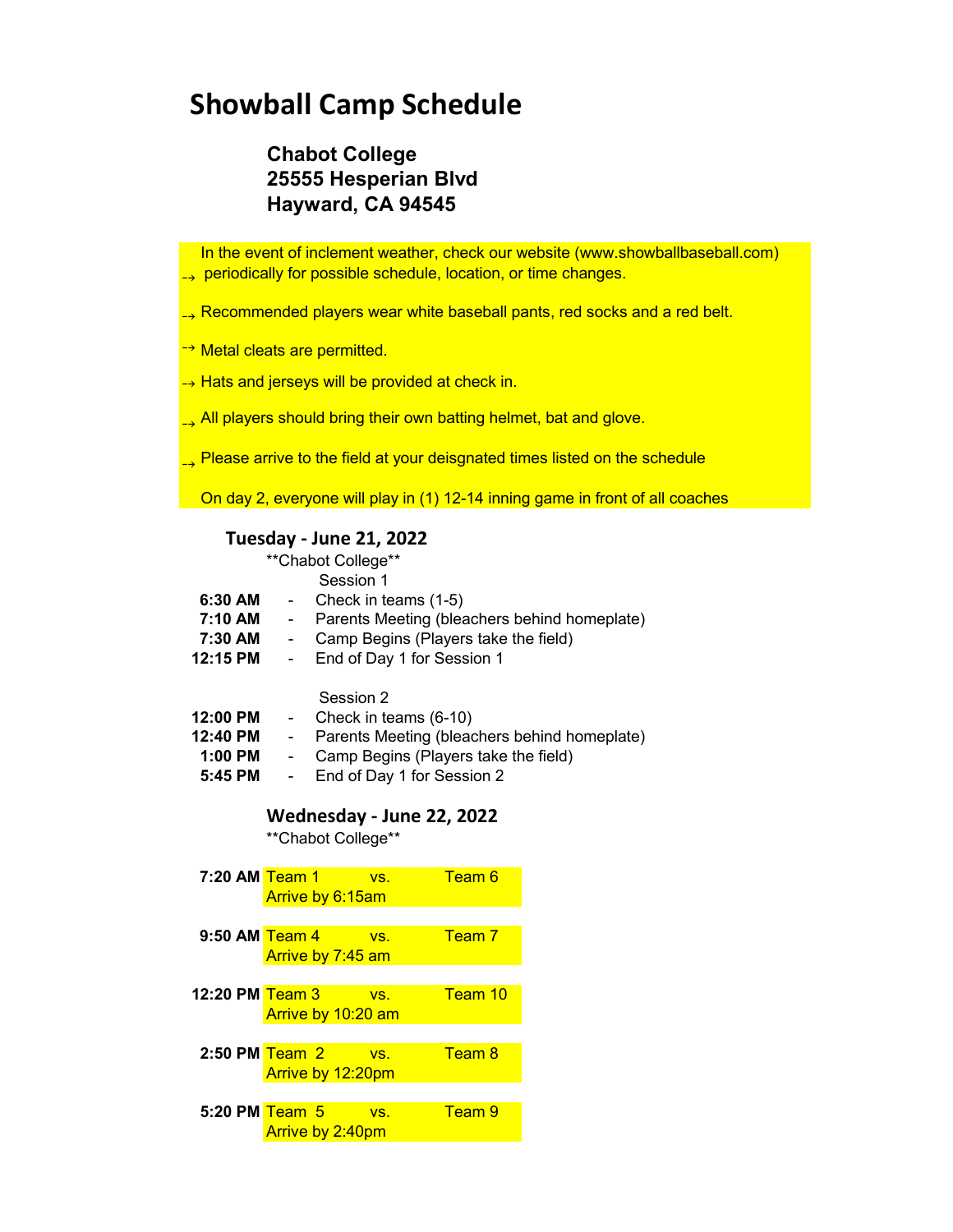# Showball Camp Schedule

**Chabot College**
**25555 Hesperian Blvd**
**Hayward, CA 94545**

- In the event of inclement weather, check our website (www.showballbaseball.com) periodically for possible schedule, location, or time changes.
- Recommended players wear white baseball pants, red socks and a red belt.
- Metal cleats are permitted.
- Hats and jerseys will be provided at check in.
- All players should bring their own batting helmet, bat and glove.
- Please arrive to the field at your deisgnated times listed on the schedule

On day 2, everyone will play in (1) 12-14 inning game in front of all coaches

## Tuesday - June 21, 2022

\*\*Chabot College\*\*

Session 1

| Time | | Event |
|---|---|---|
| **6:30 AM** | - | Check in teams (1-5) |
| **7:10 AM** | - | Parents Meeting (bleachers behind homeplate) |
| **7:30 AM** | - | Camp Begins (Players take the field) |
| **12:15 PM** | - | End of Day 1 for Session 1 |

Session 2

| Time | | Event |
|---|---|---|
| **12:00 PM** | - | Check in teams (6-10) |
| **12:40 PM** | - | Parents Meeting (bleachers behind homeplate) |
| **1:00 PM** | - | Camp Begins (Players take the field) |
| **5:45 PM** | - | End of Day 1 for Session 2 |

## Wednesday - June 22, 2022

\*\*Chabot College\*\*

| Time | Team | | Team |
|---|---|---|---|
| **7:20 AM** | Team 1<br>Arrive by 6:15am | vs. | Team 6 |
| **9:50 AM** | Team 4<br>Arrive by 7:45 am | vs. | Team 7 |
| **12:20 PM** | Team 3<br>Arrive by 10:20 am | vs. | Team 10 |
| **2:50 PM** | Team 2<br>Arrive by 12:20pm | vs. | Team 8 |
| **5:20 PM** | Team 5<br>Arrive by 2:40pm | vs. | Team 9 |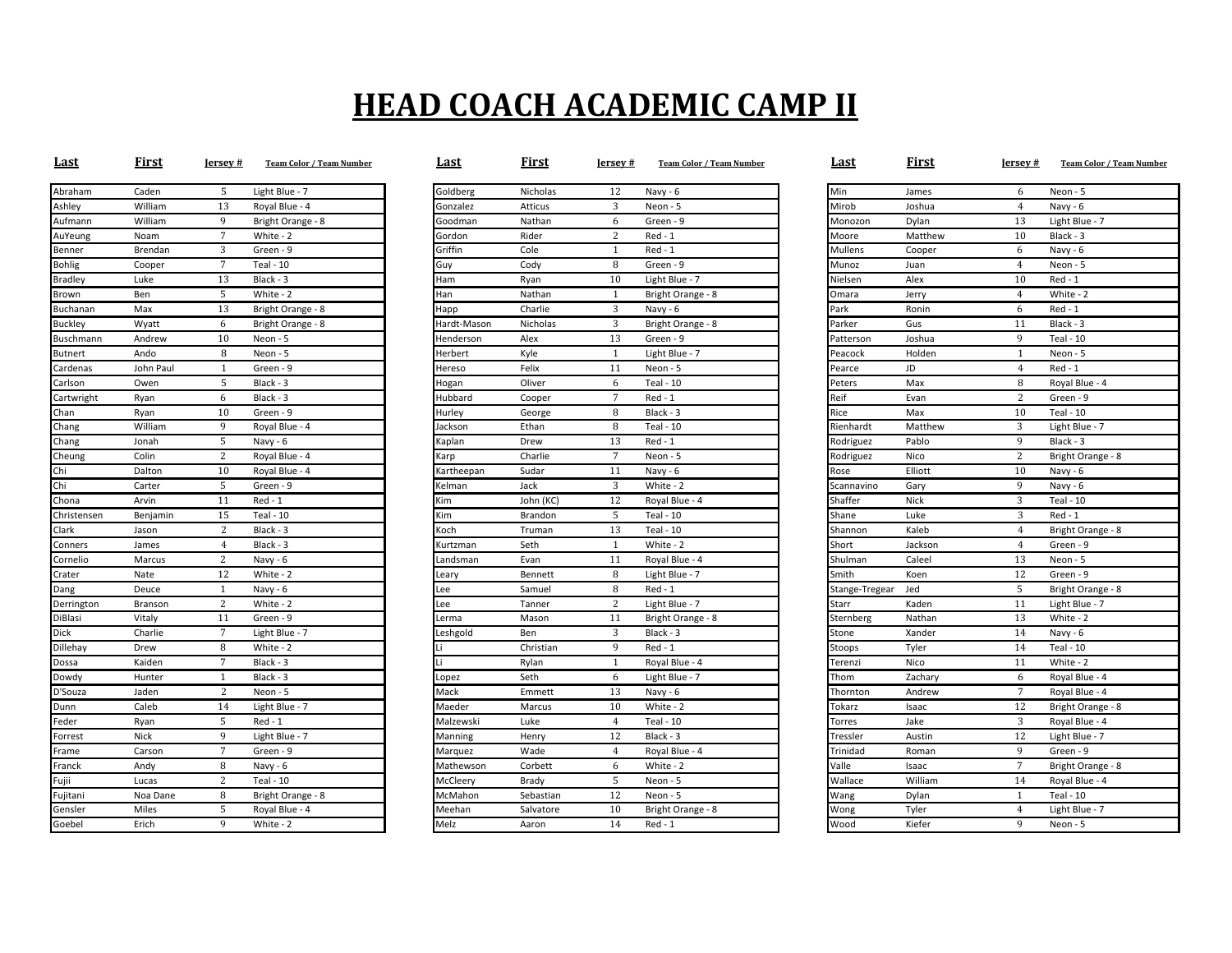# HEAD COACH ACADEMIC CAMP II

| Last | First | Jersey # | Team Color / Team Number |
|---|---|---|---|
| Abraham | Caden | 5 | Light Blue - 7 |
| Ashley | William | 13 | Royal Blue - 4 |
| Aufmann | William | 9 | Bright Orange - 8 |
| AuYeung | Noam | 7 | White - 2 |
| Benner | Brendan | 3 | Green - 9 |
| Bohlig | Cooper | 7 | Teal - 10 |
| Bradley | Luke | 13 | Black - 3 |
| Brown | Ben | 5 | White - 2 |
| Buchanan | Max | 13 | Bright Orange - 8 |
| Buckley | Wyatt | 6 | Bright Orange - 8 |
| Buschmann | Andrew | 10 | Neon - 5 |
| Butnert | Ando | 8 | Neon - 5 |
| Cardenas | John Paul | 1 | Green - 9 |
| Carlson | Owen | 5 | Black - 3 |
| Cartwright | Ryan | 6 | Black - 3 |
| Chan | Ryan | 10 | Green - 9 |
| Chang | William | 9 | Royal Blue - 4 |
| Chang | Jonah | 5 | Navy - 6 |
| Cheung | Colin | 2 | Royal Blue - 4 |
| Chi | Dalton | 10 | Royal Blue - 4 |
| Chi | Carter | 5 | Green - 9 |
| Chona | Arvin | 11 | Red - 1 |
| Christensen | Benjamin | 15 | Teal - 10 |
| Clark | Jason | 2 | Black - 3 |
| Conners | James | 4 | Black - 3 |
| Cornelio | Marcus | 2 | Navy - 6 |
| Crater | Nate | 12 | White - 2 |
| Dang | Deuce | 1 | Navy - 6 |
| Derrington | Branson | 2 | White - 2 |
| DiBlasi | Vitaly | 11 | Green - 9 |
| Dick | Charlie | 7 | Light Blue - 7 |
| Dillehay | Drew | 8 | White - 2 |
| Dossa | Kaiden | 7 | Black - 3 |
| Dowdy | Hunter | 1 | Black - 3 |
| D'Souza | Jaden | 2 | Neon - 5 |
| Dunn | Caleb | 14 | Light Blue - 7 |
| Feder | Ryan | 5 | Red - 1 |
| Forrest | Nick | 9 | Light Blue - 7 |
| Frame | Carson | 7 | Green - 9 |
| Franck | Andy | 8 | Navy - 6 |
| Fujii | Lucas | 2 | Teal - 10 |
| Fujitani | Noa Dane | 8 | Bright Orange - 8 |
| Gensler | Miles | 5 | Royal Blue - 4 |
| Goebel | Erich | 9 | White - 2 |
| Goldberg | Nicholas | 12 | Navy - 6 |
| Gonzalez | Atticus | 3 | Neon - 5 |
| Goodman | Nathan | 6 | Green - 9 |
| Gordon | Rider | 2 | Red - 1 |
| Griffin | Cole | 1 | Red - 1 |
| Guy | Cody | 8 | Green - 9 |
| Ham | Ryan | 10 | Light Blue - 7 |
| Han | Nathan | 1 | Bright Orange - 8 |
| Happ | Charlie | 3 | Navy - 6 |
| Hardt-Mason | Nicholas | 3 | Bright Orange - 8 |
| Henderson | Alex | 13 | Green - 9 |
| Herbert | Kyle | 1 | Light Blue - 7 |
| Hereso | Felix | 11 | Neon - 5 |
| Hogan | Oliver | 6 | Teal - 10 |
| Hubbard | Cooper | 7 | Red - 1 |
| Hurley | George | 8 | Black - 3 |
| Jackson | Ethan | 8 | Teal - 10 |
| Kaplan | Drew | 13 | Red - 1 |
| Karp | Charlie | 7 | Neon - 5 |
| Kartheepan | Sudar | 11 | Navy - 6 |
| Kelman | Jack | 3 | White - 2 |
| Kim | John (KC) | 12 | Royal Blue - 4 |
| Kim | Brandon | 5 | Teal - 10 |
| Koch | Truman | 13 | Teal - 10 |
| Kurtzman | Seth | 1 | White - 2 |
| Landsman | Evan | 11 | Royal Blue - 4 |
| Leary | Bennett | 8 | Light Blue - 7 |
| Lee | Samuel | 8 | Red - 1 |
| Lee | Tanner | 2 | Light Blue - 7 |
| Lerma | Mason | 11 | Bright Orange - 8 |
| Leshgold | Ben | 3 | Black - 3 |
| Li | Christian | 9 | Red - 1 |
| Li | Rylan | 1 | Royal Blue - 4 |
| Lopez | Seth | 6 | Light Blue - 7 |
| Mack | Emmett | 13 | Navy - 6 |
| Maeder | Marcus | 10 | White - 2 |
| Malzewski | Luke | 4 | Teal - 10 |
| Manning | Henry | 12 | Black - 3 |
| Marquez | Wade | 4 | Royal Blue - 4 |
| Mathewson | Corbett | 6 | White - 2 |
| McCleery | Brady | 5 | Neon - 5 |
| McMahon | Sebastian | 12 | Neon - 5 |
| Meehan | Salvatore | 10 | Bright Orange - 8 |
| Melz | Aaron | 14 | Red - 1 |
| Min | James | 6 | Neon - 5 |
| Mirob | Joshua | 4 | Navy - 6 |
| Monozon | Dylan | 13 | Light Blue - 7 |
| Moore | Matthew | 10 | Black - 3 |
| Mullens | Cooper | 6 | Navy - 6 |
| Munoz | Juan | 4 | Neon - 5 |
| Nielsen | Alex | 10 | Red - 1 |
| Omara | Jerry | 4 | White - 2 |
| Park | Ronin | 6 | Red - 1 |
| Parker | Gus | 11 | Black - 3 |
| Patterson | Joshua | 9 | Teal - 10 |
| Peacock | Holden | 1 | Neon - 5 |
| Pearce | JD | 4 | Red - 1 |
| Peters | Max | 8 | Royal Blue - 4 |
| Reif | Evan | 2 | Green - 9 |
| Rice | Max | 10 | Teal - 10 |
| Rienhardt | Matthew | 3 | Light Blue - 7 |
| Rodriguez | Pablo | 9 | Black - 3 |
| Rodriguez | Nico | 2 | Bright Orange - 8 |
| Rose | Elliott | 10 | Navy - 6 |
| Scannavino | Gary | 9 | Navy - 6 |
| Shaffer | Nick | 3 | Teal - 10 |
| Shane | Luke | 3 | Red - 1 |
| Shannon | Kaleb | 4 | Bright Orange - 8 |
| Short | Jackson | 4 | Green - 9 |
| Shulman | Caleel | 13 | Neon - 5 |
| Smith | Koen | 12 | Green - 9 |
| Stange-Tregear | Jed | 5 | Bright Orange - 8 |
| Starr | Kaden | 11 | Light Blue - 7 |
| Sternberg | Nathan | 13 | White - 2 |
| Stone | Xander | 14 | Navy - 6 |
| Stoops | Tyler | 14 | Teal - 10 |
| Terenzi | Nico | 11 | White - 2 |
| Thom | Zachary | 6 | Royal Blue - 4 |
| Thornton | Andrew | 7 | Royal Blue - 4 |
| Tokarz | Isaac | 12 | Bright Orange - 8 |
| Torres | Jake | 3 | Royal Blue - 4 |
| Tressler | Austin | 12 | Light Blue - 7 |
| Trinidad | Roman | 9 | Green - 9 |
| Valle | Isaac | 7 | Bright Orange - 8 |
| Wallace | William | 14 | Royal Blue - 4 |
| Wang | Dylan | 1 | Teal - 10 |
| Wong | Tyler | 4 | Light Blue - 7 |
| Wood | Kiefer | 9 | Neon - 5 |